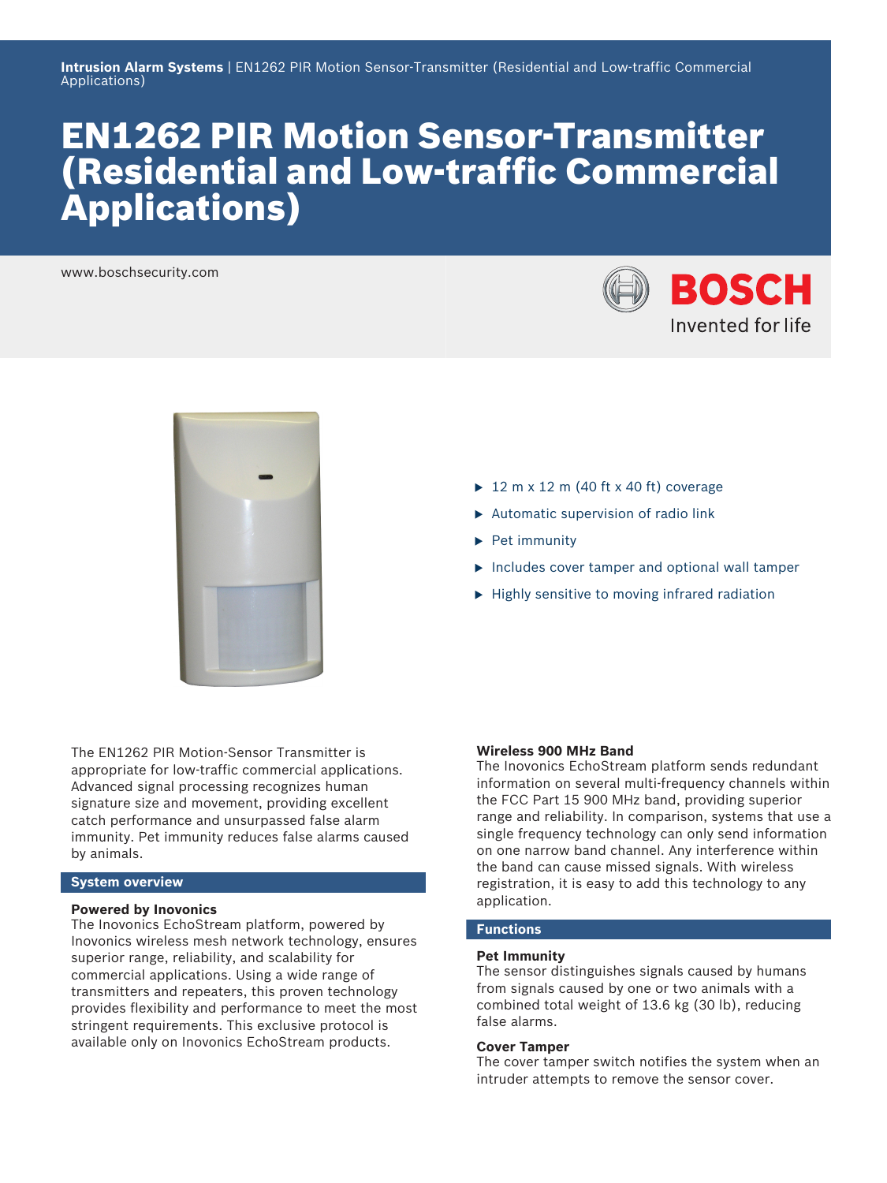**Intrusion Alarm Systems** | EN1262 PIR Motion Sensor-Transmitter (Residential and Low-traffic Commercial Applications)

# EN1262 PIR Motion Sensor-Transmitter (Residential and Low-traffic Commercial Applications)

www.boschsecurity.com

BOSCH
Invented for life

- 12 m x 12 m (40 ft x 40 ft) coverage
- Automatic supervision of radio link
- Pet immunity
- Includes cover tamper and optional wall tamper
- Highly sensitive to moving infrared radiation

The EN1262 PIR Motion-Sensor Transmitter is appropriate for low-traffic commercial applications. Advanced signal processing recognizes human signature size and movement, providing excellent catch performance and unsurpassed false alarm immunity. Pet immunity reduces false alarms caused by animals.

## System overview

### Powered by Inovonics

The Inovonics EchoStream platform, powered by Inovonics wireless mesh network technology, ensures superior range, reliability, and scalability for commercial applications. Using a wide range of transmitters and repeaters, this proven technology provides flexibility and performance to meet the most stringent requirements. This exclusive protocol is available only on Inovonics EchoStream products.

### Wireless 900 MHz Band

The Inovonics EchoStream platform sends redundant information on several multi-frequency channels within the FCC Part 15 900 MHz band, providing superior range and reliability. In comparison, systems that use a single frequency technology can only send information on one narrow band channel. Any interference within the band can cause missed signals. With wireless registration, it is easy to add this technology to any application.

## Functions

### Pet Immunity

The sensor distinguishes signals caused by humans from signals caused by one or two animals with a combined total weight of 13.6 kg (30 lb), reducing false alarms.

### Cover Tamper

The cover tamper switch notifies the system when an intruder attempts to remove the sensor cover.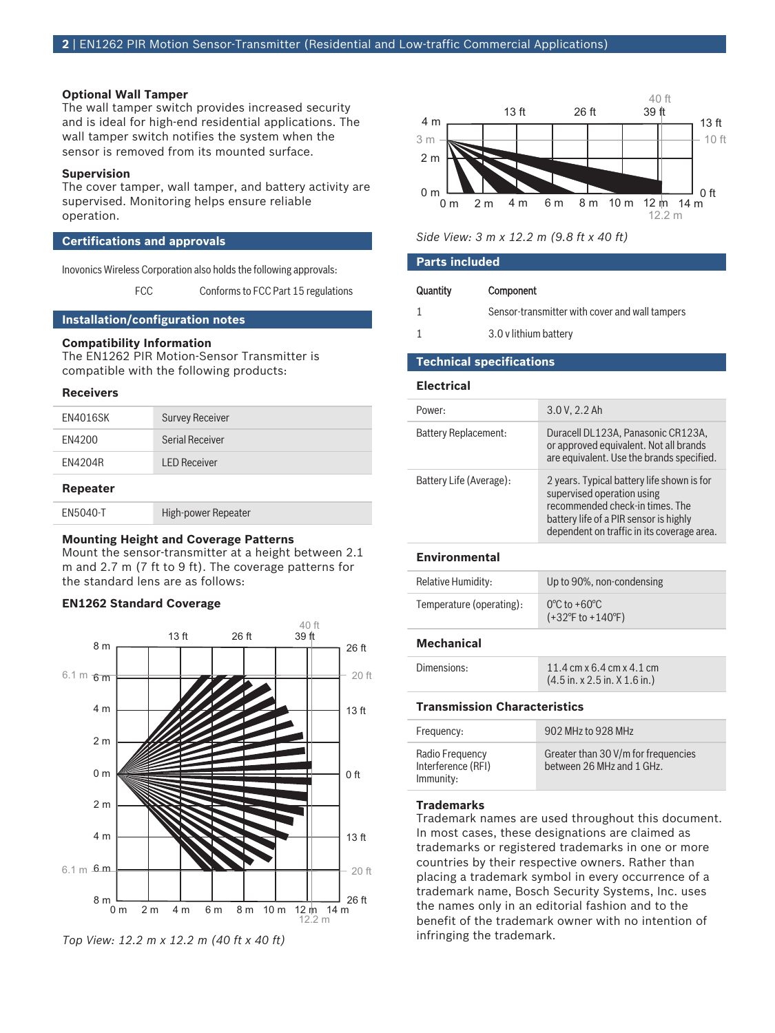### Optional Wall Tamper

The wall tamper switch provides increased security and is ideal for high-end residential applications. The wall tamper switch notifies the system when the sensor is removed from its mounted surface.

### Supervision

The cover tamper, wall tamper, and battery activity are supervised. Monitoring helps ensure reliable operation.

## Certifications and approvals

Inovonics Wireless Corporation also holds the following approvals:

| | |
|---|---|
| FCC | Conforms to FCC Part 15 regulations |

## Installation/configuration notes

### Compatibility Information

The EN1262 PIR Motion-Sensor Transmitter is compatible with the following products:

### Receivers

| | |
|---|---|
| EN4016SK | Survey Receiver |
| EN4200 | Serial Receiver |
| EN4204R | LED Receiver |

### Repeater

| | |
|---|---|
| EN5040-T | High-power Repeater |

### Mounting Height and Coverage Patterns

Mount the sensor-transmitter at a height between 2.1 m and 2.7 m (7 ft to 9 ft). The coverage patterns for the standard lens are as follows:

### EN1262 Standard Coverage

*Top View: 12.2 m x 12.2 m (40 ft x 40 ft)*

*Side View: 3 m x 12.2 m (9.8 ft x 40 ft)*

## Parts included

| Quantity | Component |
|---|---|
| 1 | Sensor-transmitter with cover and wall tampers |
| 1 | 3.0 v lithium battery |

## Technical specifications

### Electrical

| | |
|---|---|
| Power: | 3.0 V, 2.2 Ah |
| Battery Replacement: | Duracell DL123A, Panasonic CR123A, or approved equivalent. Not all brands are equivalent. Use the brands specified. |
| Battery Life (Average): | 2 years. Typical battery life shown is for supervised operation using recommended check-in times. The battery life of a PIR sensor is highly dependent on traffic in its coverage area. |

### Environmental

| | |
|---|---|
| Relative Humidity: | Up to 90%, non-condensing |
| Temperature (operating): | 0°C to +60°C (+32°F to +140°F) |

### Mechanical

| | |
|---|---|
| Dimensions: | 11.4 cm x 6.4 cm x 4.1 cm (4.5 in. x 2.5 in. X 1.6 in.) |

### Transmission Characteristics

| | |
|---|---|
| Frequency: | 902 MHz to 928 MHz |
| Radio Frequency Interference (RFI) Immunity: | Greater than 30 V/m for frequencies between 26 MHz and 1 GHz. |

### Trademarks

Trademark names are used throughout this document. In most cases, these designations are claimed as trademarks or registered trademarks in one or more countries by their respective owners. Rather than placing a trademark symbol in every occurrence of a trademark name, Bosch Security Systems, Inc. uses the names only in an editorial fashion and to the benefit of the trademark owner with no intention of infringing the trademark.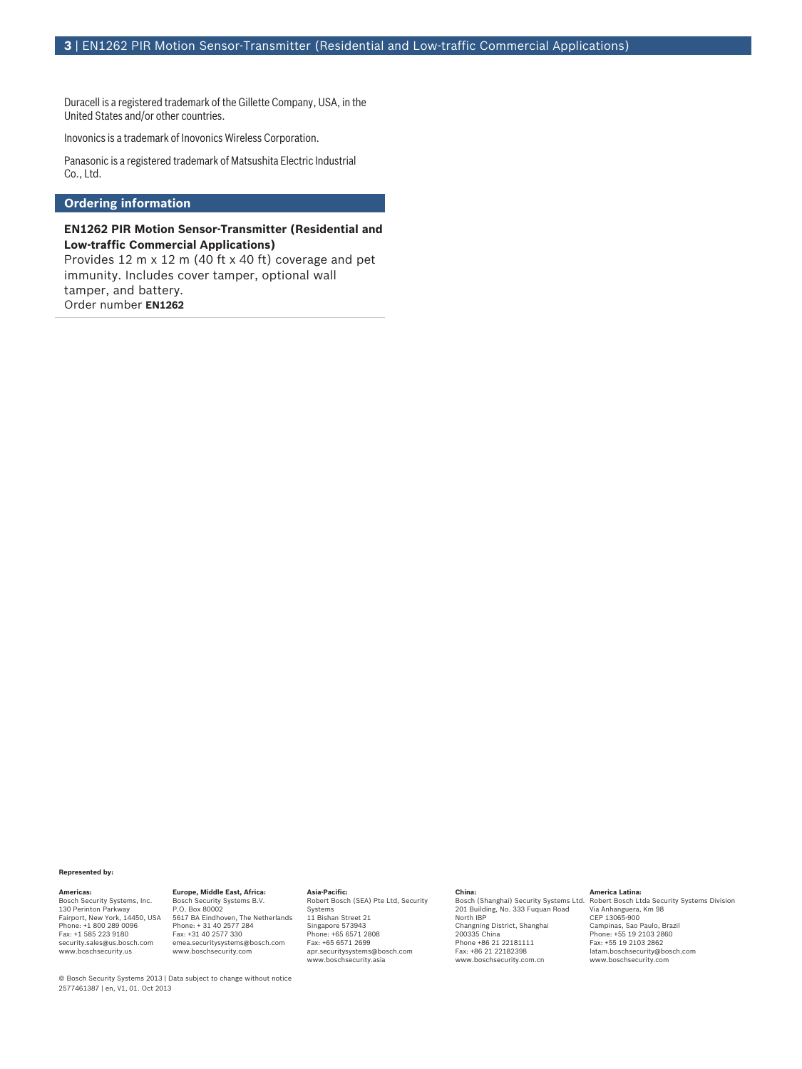Duracell is a registered trademark of the Gillette Company, USA, in the United States and/or other countries.

Inovonics is a trademark of Inovonics Wireless Corporation.

Panasonic is a registered trademark of Matsushita Electric Industrial Co., Ltd.

## Ordering information

**EN1262 PIR Motion Sensor-Transmitter (Residential and Low-traffic Commercial Applications)**
Provides 12 m x 12 m (40 ft x 40 ft) coverage and pet immunity. Includes cover tamper, optional wall tamper, and battery.
Order number **EN1262**

**Represented by:**

**Americas:**
Bosch Security Systems, Inc.
130 Perinton Parkway
Fairport, New York, 14450, USA
Phone: +1 800 289 0096
Fax: +1 585 223 9180
security.sales@us.bosch.com
www.boschsecurity.us

**Europe, Middle East, Africa:**
Bosch Security Systems B.V.
P.O. Box 80002
5617 BA Eindhoven, The Netherlands
Phone: + 31 40 2577 284
Fax: +31 40 2577 330
emea.securitysystems@bosch.com
www.boschsecurity.com

**Asia-Pacific:**
Robert Bosch (SEA) Pte Ltd, Security Systems
11 Bishan Street 21
Singapore 573943
Phone: +65 6571 2808
Fax: +65 6571 2699
apr.securitysystems@bosch.com
www.boschsecurity.asia

**China:**
Bosch (Shanghai) Security Systems Ltd.
201 Building, No. 333 Fuquan Road
North IBP
Changning District, Shanghai
200335 China
Phone +86 21 22181111
Fax: +86 21 22182398
www.boschsecurity.com.cn

**America Latina:**
Robert Bosch Ltda Security Systems Division
Via Anhanguera, Km 98
CEP 13065-900
Campinas, Sao Paulo, Brazil
Phone: +55 19 2103 2860
Fax: +55 19 2103 2862
latam.boschsecurity@bosch.com
www.boschsecurity.com

© Bosch Security Systems 2013 | Data subject to change without notice
2577461387 | en, V1, 01. Oct 2013